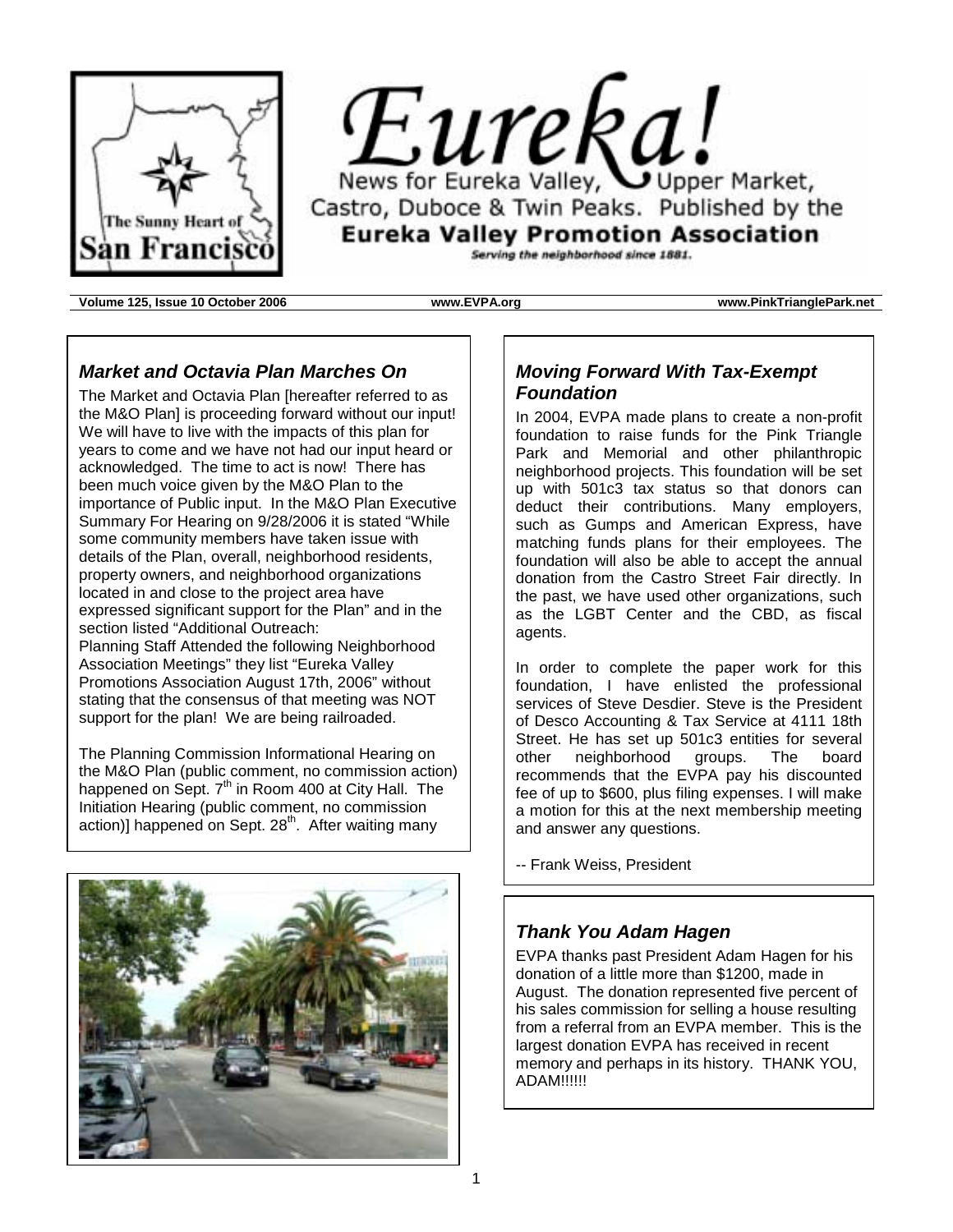# Eureka!

News for Eureka Valley, Upper Market, Castro, Duboce & Twin Peaks. Published by the **Eureka Valley Promotion Association**

*Serving the neighborhood since 1881.*

The Sunny Heart of San Francisco

**Volume 125, Issue 10 October 2006** **www.EVPA.org** **www.PinkTrianglePark.net**

## *Market and Octavia Plan Marches On*

The Market and Octavia Plan [hereafter referred to as the M&O Plan] is proceeding forward without our input! We will have to live with the impacts of this plan for years to come and we have not had our input heard or acknowledged. The time to act is now! There has been much voice given by the M&O Plan to the importance of Public input. In the M&O Plan Executive Summary For Hearing on 9/28/2006 it is stated "While some community members have taken issue with details of the Plan, overall, neighborhood residents, property owners, and neighborhood organizations located in and close to the project area have expressed significant support for the Plan" and in the section listed "Additional Outreach: Planning Staff Attended the following Neighborhood Association Meetings" they list "Eureka Valley Promotions Association August 17th, 2006" without stating that the consensus of that meeting was NOT support for the plan! We are being railroaded.

The Planning Commission Informational Hearing on the M&O Plan (public comment, no commission action) happened on Sept. 7th in Room 400 at City Hall. The Initiation Hearing (public comment, no commission action)] happened on Sept. 28th. After waiting many

## *Moving Forward With Tax-Exempt Foundation*

In 2004, EVPA made plans to create a non-profit foundation to raise funds for the Pink Triangle Park and Memorial and other philanthropic neighborhood projects. This foundation will be set up with 501c3 tax status so that donors can deduct their contributions. Many employers, such as Gumps and American Express, have matching funds plans for their employees. The foundation will also be able to accept the annual donation from the Castro Street Fair directly. In the past, we have used other organizations, such as the LGBT Center and the CBD, as fiscal agents.

In order to complete the paper work for this foundation, I have enlisted the professional services of Steve Desdier. Steve is the President of Desco Accounting & Tax Service at 4111 18th Street. He has set up 501c3 entities for several other neighborhood groups. The board recommends that the EVPA pay his discounted fee of up to $600, plus filing expenses. I will make a motion for this at the next membership meeting and answer any questions.

-- Frank Weiss, President

## *Thank You Adam Hagen*

EVPA thanks past President Adam Hagen for his donation of a little more than $1200, made in August. The donation represented five percent of his sales commission for selling a house resulting from a referral from an EVPA member. This is the largest donation EVPA has received in recent memory and perhaps in its history. THANK YOU, ADAM!!!!!!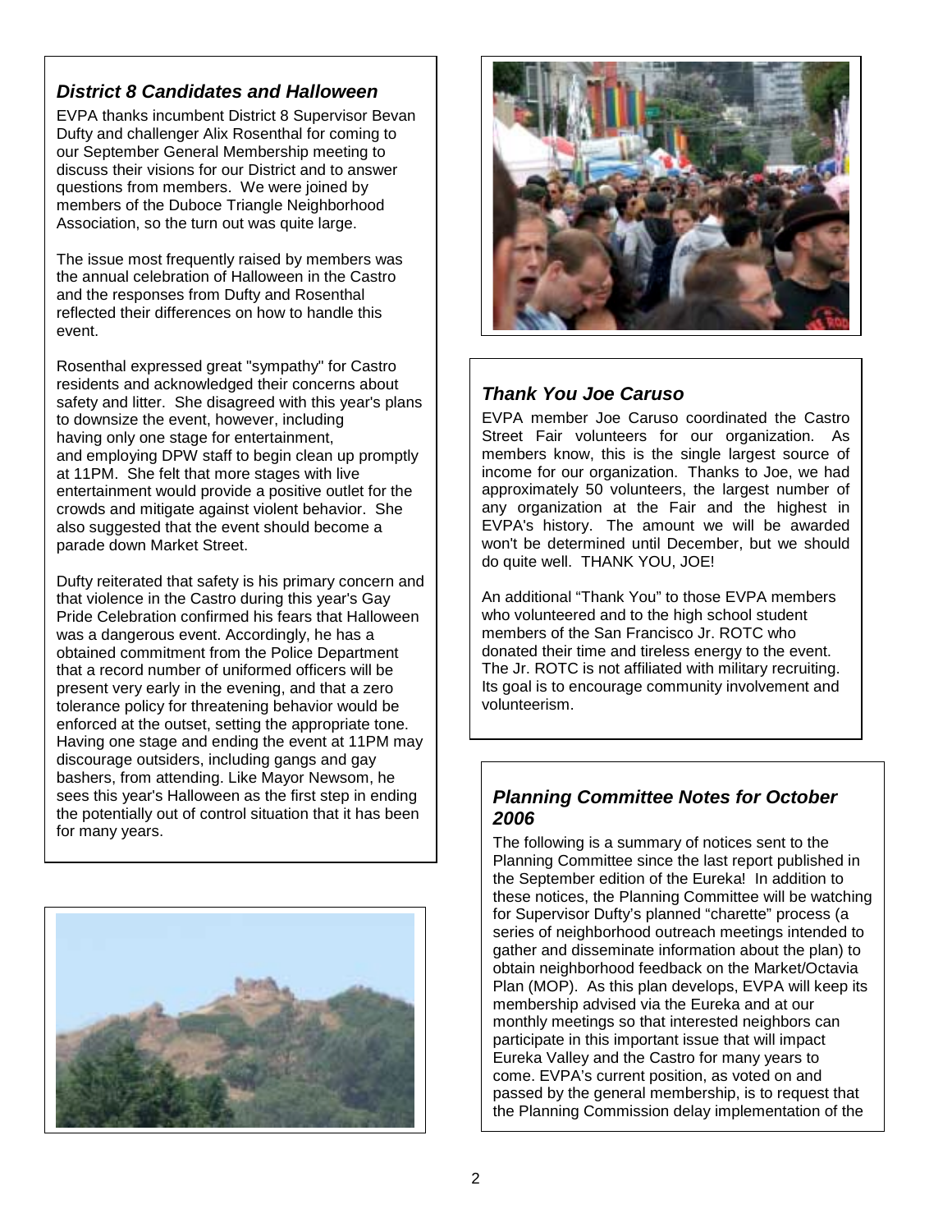### *District 8 Candidates and Halloween*

EVPA thanks incumbent District 8 Supervisor Bevan Dufty and challenger Alix Rosenthal for coming to our September General Membership meeting to discuss their visions for our District and to answer questions from members. We were joined by members of the Duboce Triangle Neighborhood Association, so the turn out was quite large.

The issue most frequently raised by members was the annual celebration of Halloween in the Castro and the responses from Dufty and Rosenthal reflected their differences on how to handle this event.

Rosenthal expressed great "sympathy" for Castro residents and acknowledged their concerns about safety and litter. She disagreed with this year's plans to downsize the event, however, including having only one stage for entertainment, and employing DPW staff to begin clean up promptly at 11PM. She felt that more stages with live entertainment would provide a positive outlet for the crowds and mitigate against violent behavior. She also suggested that the event should become a parade down Market Street.

Dufty reiterated that safety is his primary concern and that violence in the Castro during this year's Gay Pride Celebration confirmed his fears that Halloween was a dangerous event. Accordingly, he has a obtained commitment from the Police Department that a record number of uniformed officers will be present very early in the evening, and that a zero tolerance policy for threatening behavior would be enforced at the outset, setting the appropriate tone. Having one stage and ending the event at 11PM may discourage outsiders, including gangs and gay bashers, from attending. Like Mayor Newsom, he sees this year's Halloween as the first step in ending the potentially out of control situation that it has been for many years.

### *Thank You Joe Caruso*

EVPA member Joe Caruso coordinated the Castro Street Fair volunteers for our organization. As members know, this is the single largest source of income for our organization. Thanks to Joe, we had approximately 50 volunteers, the largest number of any organization at the Fair and the highest in EVPA's history. The amount we will be awarded won't be determined until December, but we should do quite well. THANK YOU, JOE!

An additional "Thank You" to those EVPA members who volunteered and to the high school student members of the San Francisco Jr. ROTC who donated their time and tireless energy to the event. The Jr. ROTC is not affiliated with military recruiting. Its goal is to encourage community involvement and volunteerism.

### *Planning Committee Notes for October 2006*

The following is a summary of notices sent to the Planning Committee since the last report published in the September edition of the Eureka! In addition to these notices, the Planning Committee will be watching for Supervisor Dufty's planned "charette" process (a series of neighborhood outreach meetings intended to gather and disseminate information about the plan) to obtain neighborhood feedback on the Market/Octavia Plan (MOP). As this plan develops, EVPA will keep its membership advised via the Eureka and at our monthly meetings so that interested neighbors can participate in this important issue that will impact Eureka Valley and the Castro for many years to come. EVPA's current position, as voted on and passed by the general membership, is to request that the Planning Commission delay implementation of the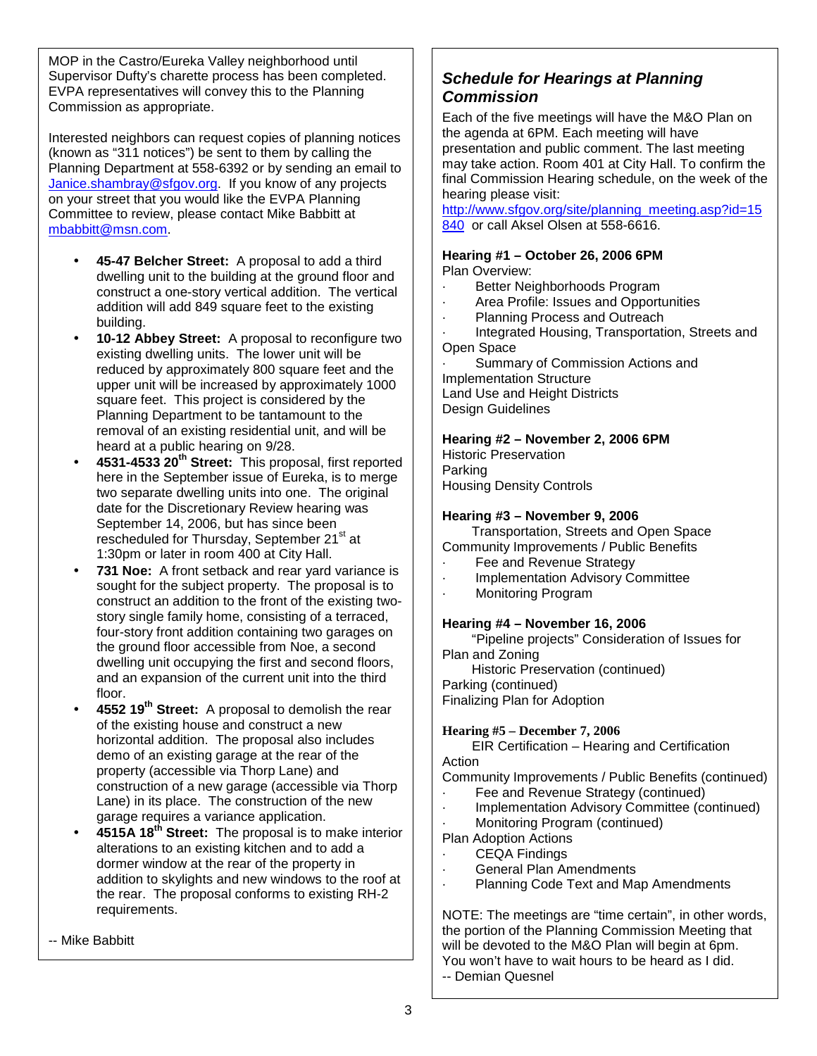MOP in the Castro/Eureka Valley neighborhood until Supervisor Dufty's charette process has been completed. EVPA representatives will convey this to the Planning Commission as appropriate.

Interested neighbors can request copies of planning notices (known as "311 notices") be sent to them by calling the Planning Department at 558-6392 or by sending an email to [Janice.shambray@sfgov.org](mailto:Janice.shambray@sfgov.org). If you know of any projects on your street that you would like the EVPA Planning Committee to review, please contact Mike Babbitt at [mbabbitt@msn.com](mailto:mbabbitt@msn.com).

- **45-47 Belcher Street:** A proposal to add a third dwelling unit to the building at the ground floor and construct a one-story vertical addition. The vertical addition will add 849 square feet to the existing building.
- **10-12 Abbey Street:** A proposal to reconfigure two existing dwelling units. The lower unit will be reduced by approximately 800 square feet and the upper unit will be increased by approximately 1000 square feet. This project is considered by the Planning Department to be tantamount to the removal of an existing residential unit, and will be heard at a public hearing on 9/28.
- **4531-4533 20th Street:** This proposal, first reported here in the September issue of Eureka, is to merge two separate dwelling units into one. The original date for the Discretionary Review hearing was September 14, 2006, but has since been rescheduled for Thursday, September 21st at 1:30pm or later in room 400 at City Hall.
- **731 Noe:** A front setback and rear yard variance is sought for the subject property. The proposal is to construct an addition to the front of the existing two-story single family home, consisting of a terraced, four-story front addition containing two garages on the ground floor accessible from Noe, a second dwelling unit occupying the first and second floors, and an expansion of the current unit into the third floor.
- **4552 19th Street:** A proposal to demolish the rear of the existing house and construct a new horizontal addition. The proposal also includes demo of an existing garage at the rear of the property (accessible via Thorp Lane) and construction of a new garage (accessible via Thorp Lane) in its place. The construction of the new garage requires a variance application.
- **4515A 18th Street:** The proposal is to make interior alterations to an existing kitchen and to add a dormer window at the rear of the property in addition to skylights and new windows to the roof at the rear. The proposal conforms to existing RH-2 requirements.

-- Mike Babbitt

## *Schedule for Hearings at Planning Commission*

Each of the five meetings will have the M&O Plan on the agenda at 6PM. Each meeting will have presentation and public comment. The last meeting may take action. Room 401 at City Hall. To confirm the final Commission Hearing schedule, on the week of the hearing please visit: [http://www.sfgov.org/site/planning_meeting.asp?id=15840](http://www.sfgov.org/site/planning_meeting.asp?id=15840) or call Aksel Olsen at 558-6616.

**Hearing #1 – October 26, 2006 6PM**

Plan Overview:

- Better Neighborhoods Program
- Area Profile: Issues and Opportunities
- Planning Process and Outreach
- Integrated Housing, Transportation, Streets and Open Space
- Summary of Commission Actions and Implementation Structure

Land Use and Height Districts

Design Guidelines

**Hearing #2 – November 2, 2006 6PM**

Historic Preservation

Parking

Housing Density Controls

**Hearing #3 – November 9, 2006**

Transportation, Streets and Open Space

Community Improvements / Public Benefits

- Fee and Revenue Strategy
- Implementation Advisory Committee
- Monitoring Program

**Hearing #4 – November 16, 2006**

"Pipeline projects" Consideration of Issues for Plan and Zoning

Historic Preservation (continued)

Parking (continued)

Finalizing Plan for Adoption

**Hearing #5 – December 7, 2006**

EIR Certification – Hearing and Certification Action

Community Improvements / Public Benefits (continued)

- Fee and Revenue Strategy (continued)
- Implementation Advisory Committee (continued)
- Monitoring Program (continued)

Plan Adoption Actions

- CEQA Findings
- General Plan Amendments
- Planning Code Text and Map Amendments

NOTE: The meetings are "time certain", in other words, the portion of the Planning Commission Meeting that will be devoted to the M&O Plan will begin at 6pm. You won't have to wait hours to be heard as I did.

-- Demian Quesnel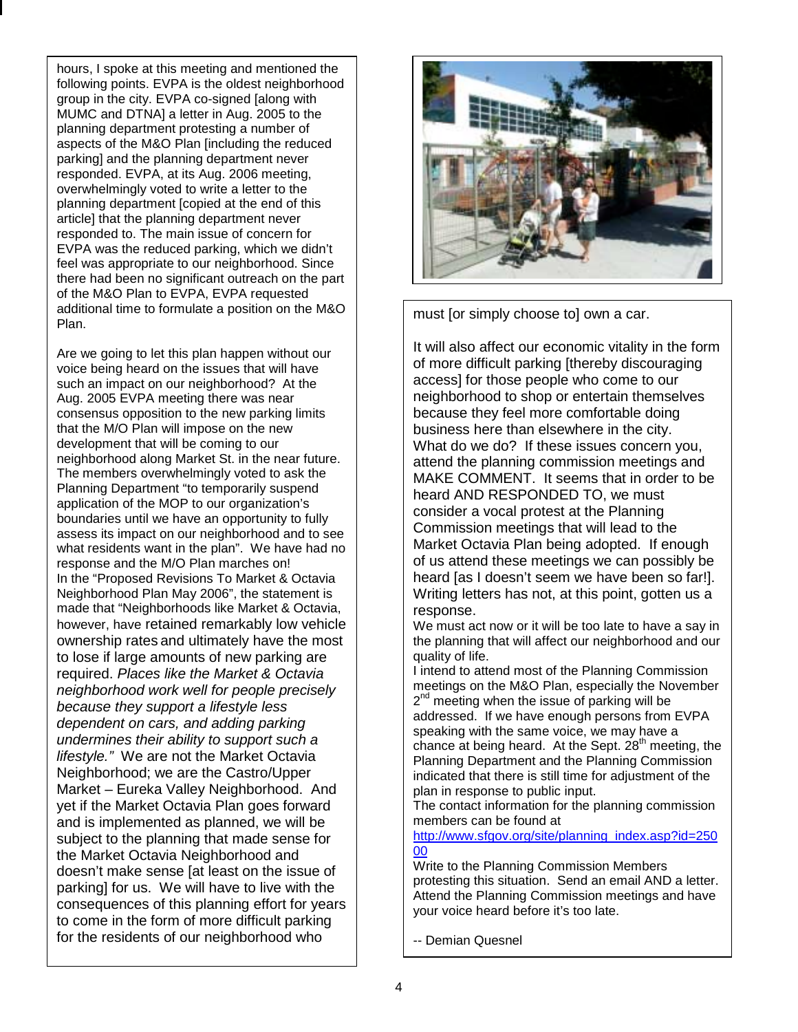hours, I spoke at this meeting and mentioned the following points. EVPA is the oldest neighborhood group in the city. EVPA co-signed [along with MUMC and DTNA] a letter in Aug. 2005 to the planning department protesting a number of aspects of the M&O Plan [including the reduced parking] and the planning department never responded. EVPA, at its Aug. 2006 meeting, overwhelmingly voted to write a letter to the planning department [copied at the end of this article] that the planning department never responded to. The main issue of concern for EVPA was the reduced parking, which we didn't feel was appropriate to our neighborhood. Since there had been no significant outreach on the part of the M&O Plan to EVPA, EVPA requested additional time to formulate a position on the M&O Plan.

Are we going to let this plan happen without our voice being heard on the issues that will have such an impact on our neighborhood? At the Aug. 2005 EVPA meeting there was near consensus opposition to the new parking limits that the M/O Plan will impose on the new development that will be coming to our neighborhood along Market St. in the near future. The members overwhelmingly voted to ask the Planning Department "to temporarily suspend application of the MOP to our organization's boundaries until we have an opportunity to fully assess its impact on our neighborhood and to see what residents want in the plan". We have had no response and the M/O Plan marches on!
In the "Proposed Revisions To Market & Octavia Neighborhood Plan May 2006", the statement is made that "Neighborhoods like Market & Octavia, however, have retained remarkably low vehicle ownership rates and ultimately have the most to lose if large amounts of new parking are required. *Places like the Market & Octavia neighborhood work well for people precisely because they support a lifestyle less dependent on cars, and adding parking undermines their ability to support such a lifestyle."* We are not the Market Octavia Neighborhood; we are the Castro/Upper Market – Eureka Valley Neighborhood. And yet if the Market Octavia Plan goes forward and is implemented as planned, we will be subject to the planning that made sense for the Market Octavia Neighborhood and doesn't make sense [at least on the issue of parking] for us. We will have to live with the consequences of this planning effort for years to come in the form of more difficult parking for the residents of our neighborhood who must [or simply choose to] own a car.

It will also affect our economic vitality in the form of more difficult parking [thereby discouraging access] for those people who come to our neighborhood to shop or entertain themselves because they feel more comfortable doing business here than elsewhere in the city.
What do we do? If these issues concern you, attend the planning commission meetings and MAKE COMMENT. It seems that in order to be heard AND RESPONDED TO, we must consider a vocal protest at the Planning Commission meetings that will lead to the Market Octavia Plan being adopted. If enough of us attend these meetings we can possibly be heard [as I doesn't seem we have been so far!]. Writing letters has not, at this point, gotten us a response.
We must act now or it will be too late to have a say in the planning that will affect our neighborhood and our quality of life.
I intend to attend most of the Planning Commission meetings on the M&O Plan, especially the November 2nd meeting when the issue of parking will be addressed. If we have enough persons from EVPA speaking with the same voice, we may have a chance at being heard. At the Sept. 28th meeting, the Planning Department and the Planning Commission indicated that there is still time for adjustment of the plan in response to public input.
The contact information for the planning commission members can be found at
http://www.sfgov.org/site/planning_index.asp?id=25000
Write to the Planning Commission Members protesting this situation. Send an email AND a letter. Attend the Planning Commission meetings and have your voice heard before it's too late.

-- Demian Quesnel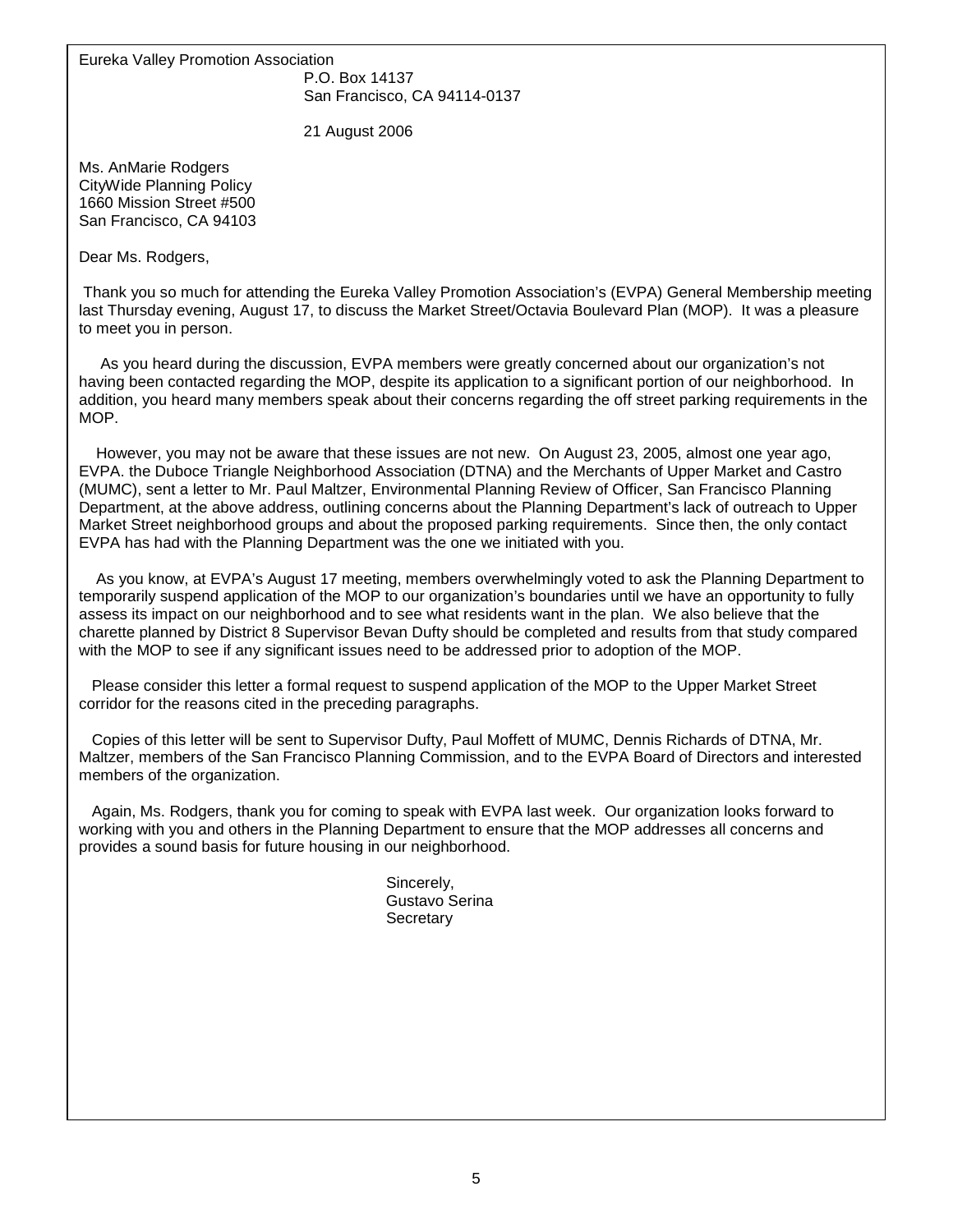Eureka Valley Promotion Association

P.O. Box 14137
San Francisco, CA 94114-0137

21 August 2006

Ms. AnMarie Rodgers
CityWide Planning Policy
1660 Mission Street #500
San Francisco, CA 94103

Dear Ms. Rodgers,

Thank you so much for attending the Eureka Valley Promotion Association's (EVPA) General Membership meeting last Thursday evening, August 17, to discuss the Market Street/Octavia Boulevard Plan (MOP). It was a pleasure to meet you in person.

As you heard during the discussion, EVPA members were greatly concerned about our organization's not having been contacted regarding the MOP, despite its application to a significant portion of our neighborhood. In addition, you heard many members speak about their concerns regarding the off street parking requirements in the MOP.

However, you may not be aware that these issues are not new. On August 23, 2005, almost one year ago, EVPA. the Duboce Triangle Neighborhood Association (DTNA) and the Merchants of Upper Market and Castro (MUMC), sent a letter to Mr. Paul Maltzer, Environmental Planning Review of Officer, San Francisco Planning Department, at the above address, outlining concerns about the Planning Department's lack of outreach to Upper Market Street neighborhood groups and about the proposed parking requirements. Since then, the only contact EVPA has had with the Planning Department was the one we initiated with you.

As you know, at EVPA's August 17 meeting, members overwhelmingly voted to ask the Planning Department to temporarily suspend application of the MOP to our organization's boundaries until we have an opportunity to fully assess its impact on our neighborhood and to see what residents want in the plan. We also believe that the charette planned by District 8 Supervisor Bevan Dufty should be completed and results from that study compared with the MOP to see if any significant issues need to be addressed prior to adoption of the MOP.

Please consider this letter a formal request to suspend application of the MOP to the Upper Market Street corridor for the reasons cited in the preceding paragraphs.

Copies of this letter will be sent to Supervisor Dufty, Paul Moffett of MUMC, Dennis Richards of DTNA, Mr. Maltzer, members of the San Francisco Planning Commission, and to the EVPA Board of Directors and interested members of the organization.

Again, Ms. Rodgers, thank you for coming to speak with EVPA last week. Our organization looks forward to working with you and others in the Planning Department to ensure that the MOP addresses all concerns and provides a sound basis for future housing in our neighborhood.

Sincerely,
Gustavo Serina
Secretary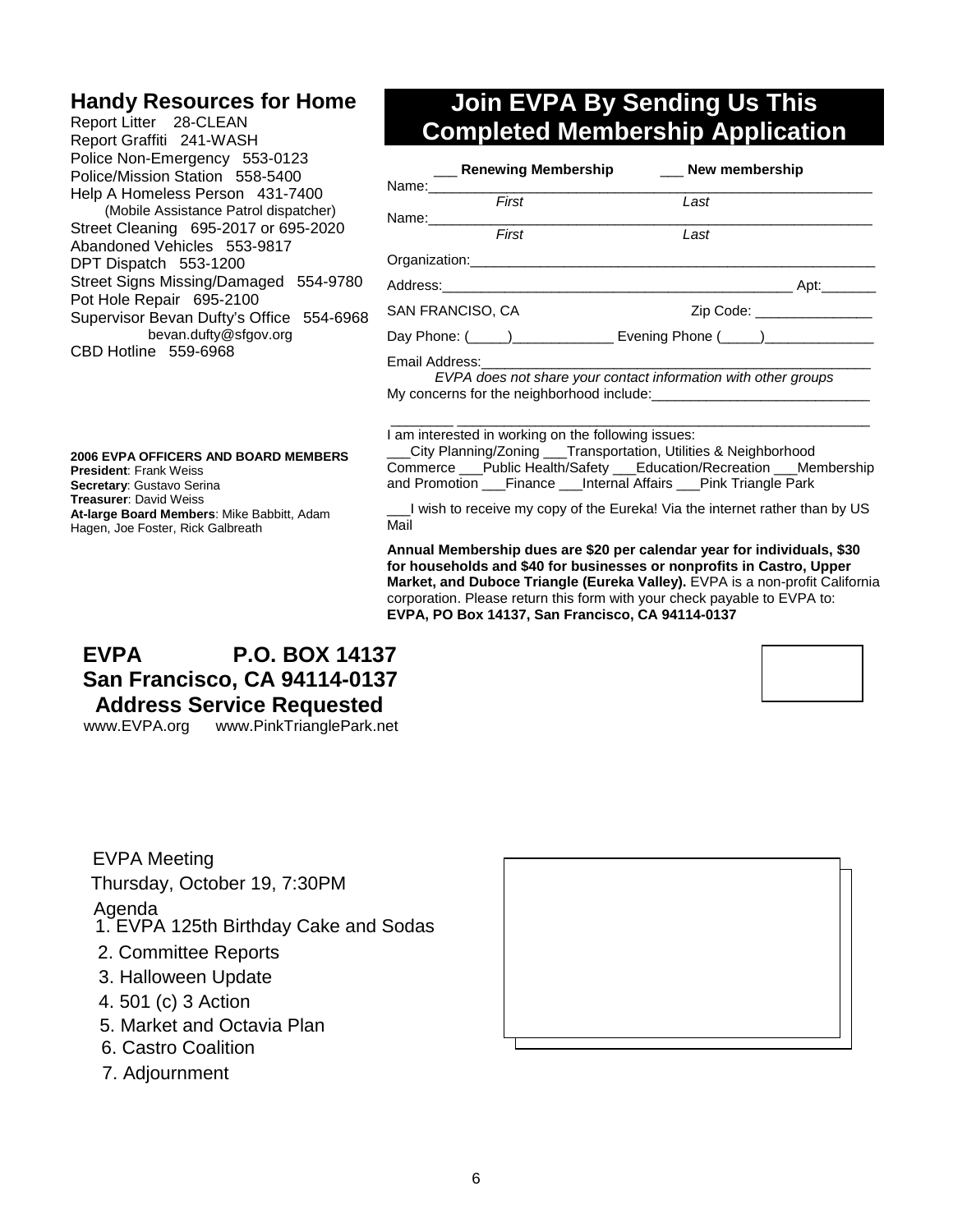## Handy Resources for Home

Report Litter 28-CLEAN
Report Graffiti 241-WASH
Police Non-Emergency 553-0123
Police/Mission Station 558-5400
Help A Homeless Person 431-7400
(Mobile Assistance Patrol dispatcher)
Street Cleaning 695-2017 or 695-2020
Abandoned Vehicles 553-9817
DPT Dispatch 553-1200
Street Signs Missing/Damaged 554-9780
Pot Hole Repair 695-2100
Supervisor Bevan Dufty's Office 554-6968
bevan.dufty@sfgov.org
CBD Hotline 559-6968

**2006 EVPA OFFICERS AND BOARD MEMBERS**
**President**: Frank Weiss
**Secretary**: Gustavo Serina
**Treasurer**: David Weiss
**At-large Board Members**: Mike Babbitt, Adam Hagen, Joe Foster, Rick Galbreath

## Join EVPA By Sending Us This Completed Membership Application

___ **Renewing Membership** ___ **New membership**

Name:_____________________________________________
*First* *Last*

Name:_____________________________________________
*First* *Last*

Organization:_______________________________________

Address:_______________________________________ Apt:_______

SAN FRANCISCO, CA Zip Code: _______________

Day Phone: (_____)_____________ Evening Phone (_____)______________

Email Address:______________________________________
*EVPA does not share your contact information with other groups*

My concerns for the neighborhood include:____________________________

_________________________________________________________

I am interested in working on the following issues:
___City Planning/Zoning ___Transportation, Utilities & Neighborhood Commerce ___Public Health/Safety ___Education/Recreation ___Membership and Promotion ___Finance ___Internal Affairs ___Pink Triangle Park

___I wish to receive my copy of the Eureka! Via the internet rather than by US Mail

**Annual Membership dues are $20 per calendar year for individuals, $30 for households and $40 for businesses or nonprofits in Castro, Upper Market, and Duboce Triangle (Eureka Valley).** EVPA is a non-profit California corporation. Please return this form with your check payable to EVPA to: **EVPA, PO Box 14137, San Francisco, CA 94114-0137**

**EVPA P.O. BOX 14137**
**San Francisco, CA 94114-0137**
**Address Service Requested**
www.EVPA.org www.PinkTrianglePark.net

EVPA Meeting
Thursday, October 19, 7:30PM
Agenda

1. EVPA 125th Birthday Cake and Sodas
2. Committee Reports
3. Halloween Update
4. 501 (c) 3 Action
5. Market and Octavia Plan
6. Castro Coalition
7. Adjournment